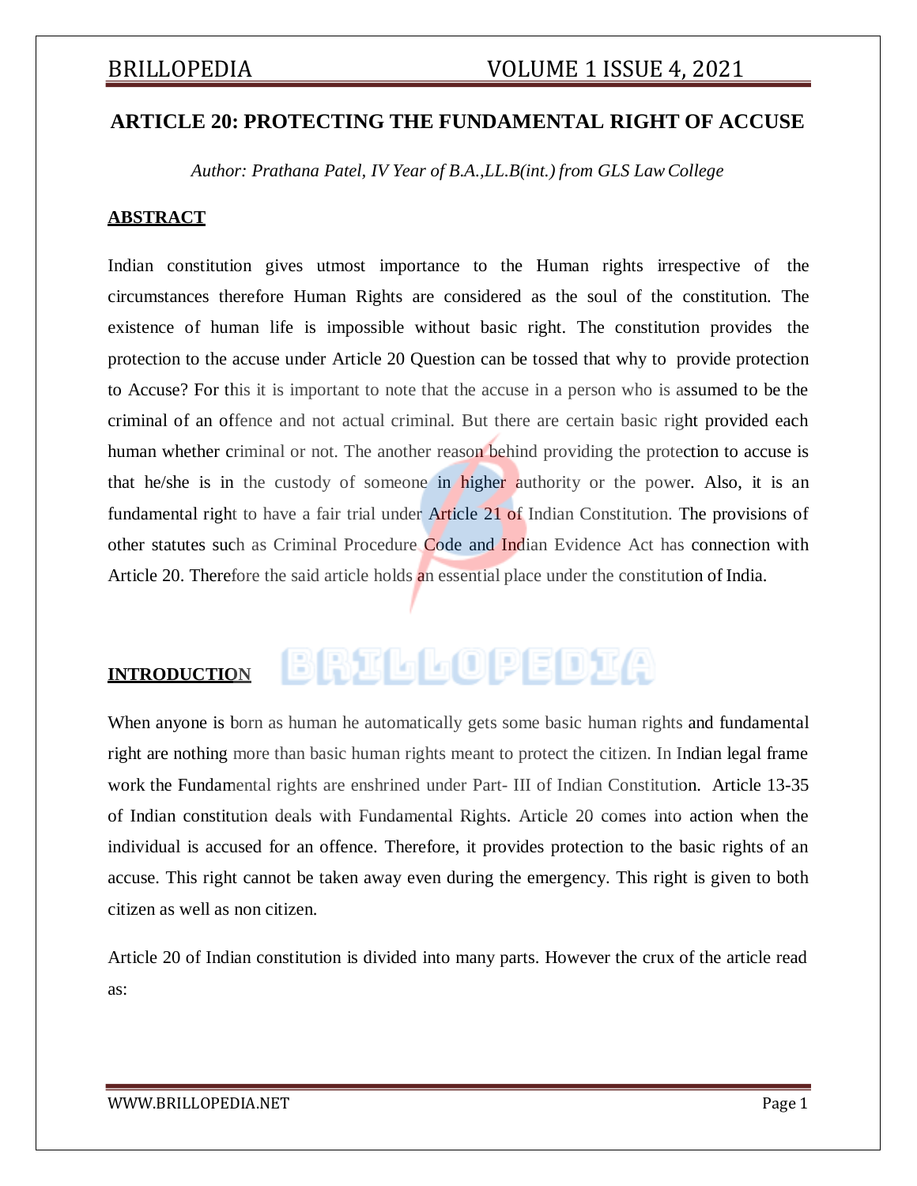# ARTICLE 20: PROTECTING THE FUNDAMENTAL RIGHT OF ACCUSE

*Author: Prathana Patel, IV Year of B.A.,LL.B(int.) from GLS Law College*

## ABSTRACT

Indian constitution gives utmost importance to the Human rights irrespective of the circumstances therefore Human Rights are considered as the soul of the constitution. The existence of human life is impossible without basic right. The constitution provides the protection to the accuse under Article 20 Question can be tossed that why to provide protection to Accuse? For this it is important to note that the accuse in a person who is assumed to be the criminal of an offence and not actual criminal. But there are certain basic right provided each human whether criminal or not. The another reason behind providing the protection to accuse is that he/she is in the custody of someone in higher authority or the power. Also, it is an fundamental right to have a fair trial under Article 21 of Indian Constitution. The provisions of other statutes such as Criminal Procedure Code and Indian Evidence Act has connection with Article 20. Therefore the said article holds an essential place under the constitution of India.

## INTRODUCTION

When anyone is born as human he automatically gets some basic human rights and fundamental right are nothing more than basic human rights meant to protect the citizen. In Indian legal frame work the Fundamental rights are enshrined under Part- III of Indian Constitution. Article 13-35 of Indian constitution deals with Fundamental Rights. Article 20 comes into action when the individual is accused for an offence. Therefore, it provides protection to the basic rights of an accuse. This right cannot be taken away even during the emergency. This right is given to both citizen as well as non citizen.

Article 20 of Indian constitution is divided into many parts. However the crux of the article read as: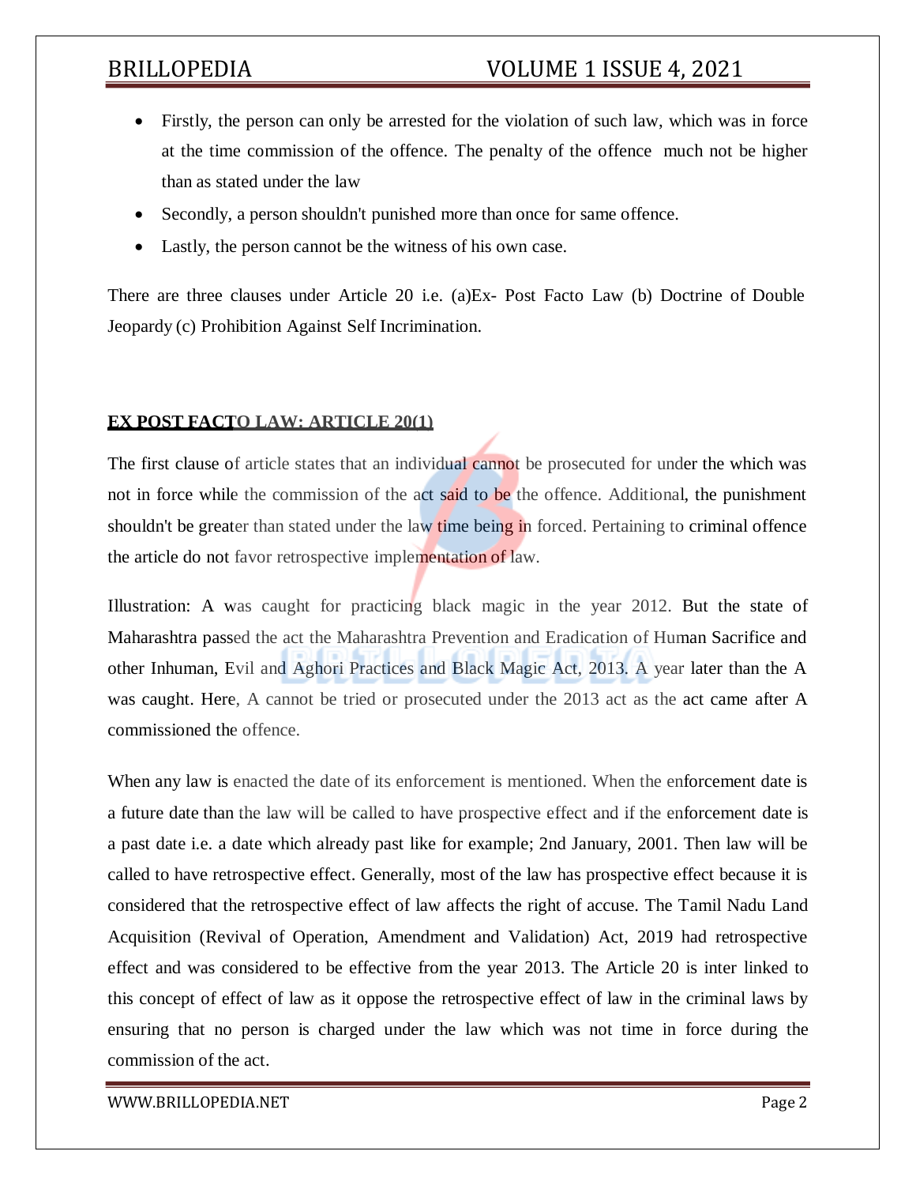- Firstly, the person can only be arrested for the violation of such law, which was in force at the time commission of the offence. The penalty of the offence much not be higher than as stated under the law
- Secondly, a person shouldn't punished more than once for same offence.
- Lastly, the person cannot be the witness of his own case.

There are three clauses under Article 20 i.e. (a)Ex- Post Facto Law (b) Doctrine of Double Jeopardy (c) Prohibition Against Self Incrimination.

## EX POST FACTO LAW: ARTICLE 20(1)

The first clause of article states that an individual cannot be prosecuted for under the which was not in force while the commission of the act said to be the offence. Additional, the punishment shouldn't be greater than stated under the law time being in forced. Pertaining to criminal offence the article do not favor retrospective implementation of law.

Illustration: A was caught for practicing black magic in the year 2012. But the state of Maharashtra passed the act the Maharashtra Prevention and Eradication of Human Sacrifice and other Inhuman, Evil and Aghori Practices and Black Magic Act, 2013. A year later than the A was caught. Here, A cannot be tried or prosecuted under the 2013 act as the act came after A commissioned the offence.

When any law is enacted the date of its enforcement is mentioned. When the enforcement date is a future date than the law will be called to have prospective effect and if the enforcement date is a past date i.e. a date which already past like for example; 2nd January, 2001. Then law will be called to have retrospective effect. Generally, most of the law has prospective effect because it is considered that the retrospective effect of law affects the right of accuse. The Tamil Nadu Land Acquisition (Revival of Operation, Amendment and Validation) Act, 2019 had retrospective effect and was considered to be effective from the year 2013. The Article 20 is inter linked to this concept of effect of law as it oppose the retrospective effect of law in the criminal laws by ensuring that no person is charged under the law which was not time in force during the commission of the act.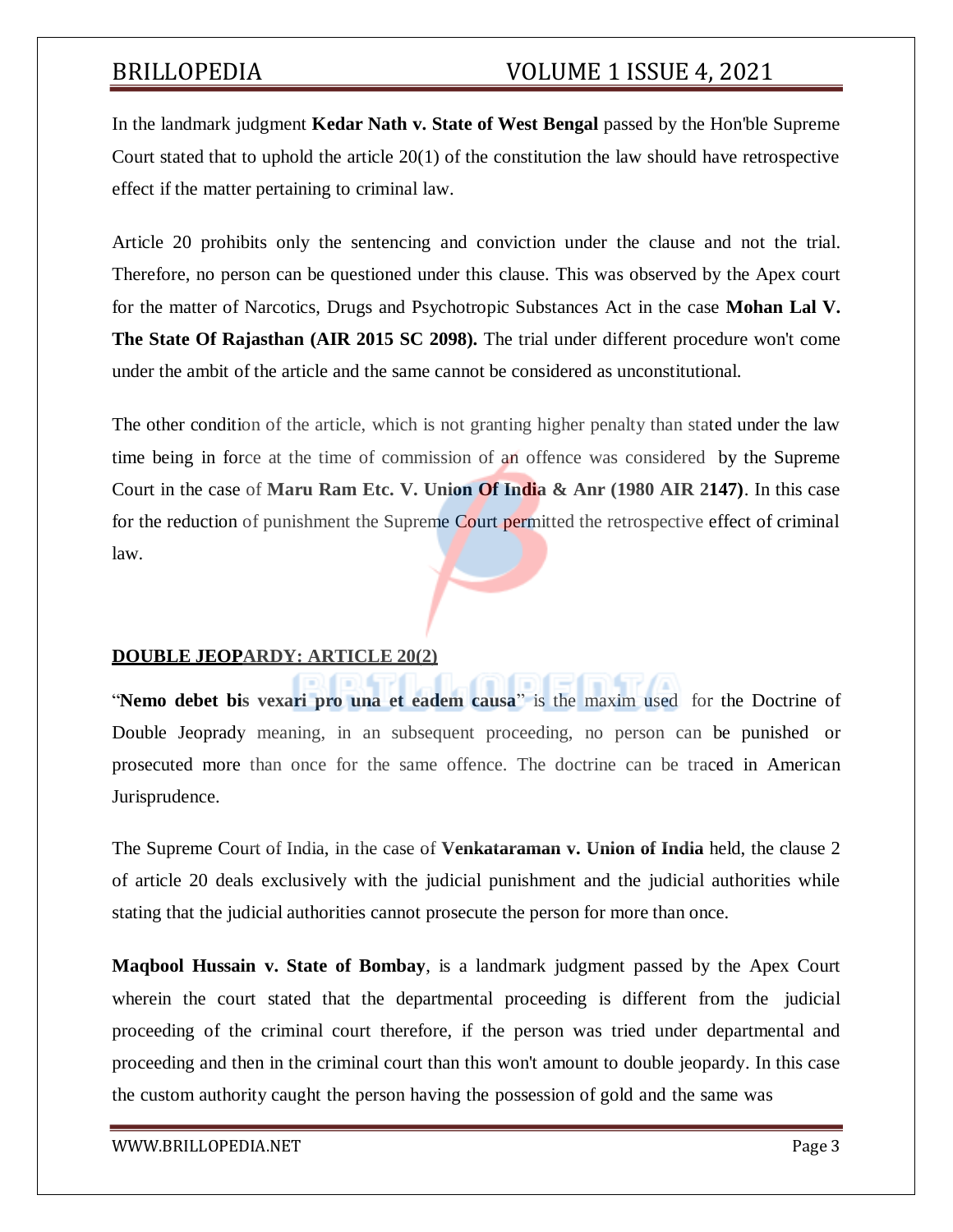In the landmark judgment **Kedar Nath v. State of West Bengal** passed by the Hon'ble Supreme Court stated that to uphold the article 20(1) of the constitution the law should have retrospective effect if the matter pertaining to criminal law.

Article 20 prohibits only the sentencing and conviction under the clause and not the trial. Therefore, no person can be questioned under this clause. This was observed by the Apex court for the matter of Narcotics, Drugs and Psychotropic Substances Act in the case **Mohan Lal V. The State Of Rajasthan (AIR 2015 SC 2098).** The trial under different procedure won't come under the ambit of the article and the same cannot be considered as unconstitutional.

The other condition of the article, which is not granting higher penalty than stated under the law time being in force at the time of commission of an offence was considered by the Supreme Court in the case of **Maru Ram Etc. V. Union Of India & Anr (1980 AIR 2147)**. In this case for the reduction of punishment the Supreme Court permitted the retrospective effect of criminal law.

## DOUBLE JEOPARDY: ARTICLE 20(2)

"**Nemo debet bis vexari pro una et eadem causa**" is the maxim used for the Doctrine of Double Jeoprady meaning, in an subsequent proceeding, no person can be punished or prosecuted more than once for the same offence. The doctrine can be traced in American Jurisprudence.

The Supreme Court of India, in the case of **Venkataraman v. Union of India** held, the clause 2 of article 20 deals exclusively with the judicial punishment and the judicial authorities while stating that the judicial authorities cannot prosecute the person for more than once.

**Maqbool Hussain v. State of Bombay**, is a landmark judgment passed by the Apex Court wherein the court stated that the departmental proceeding is different from the judicial proceeding of the criminal court therefore, if the person was tried under departmental and proceeding and then in the criminal court than this won't amount to double jeopardy. In this case the custom authority caught the person having the possession of gold and the same was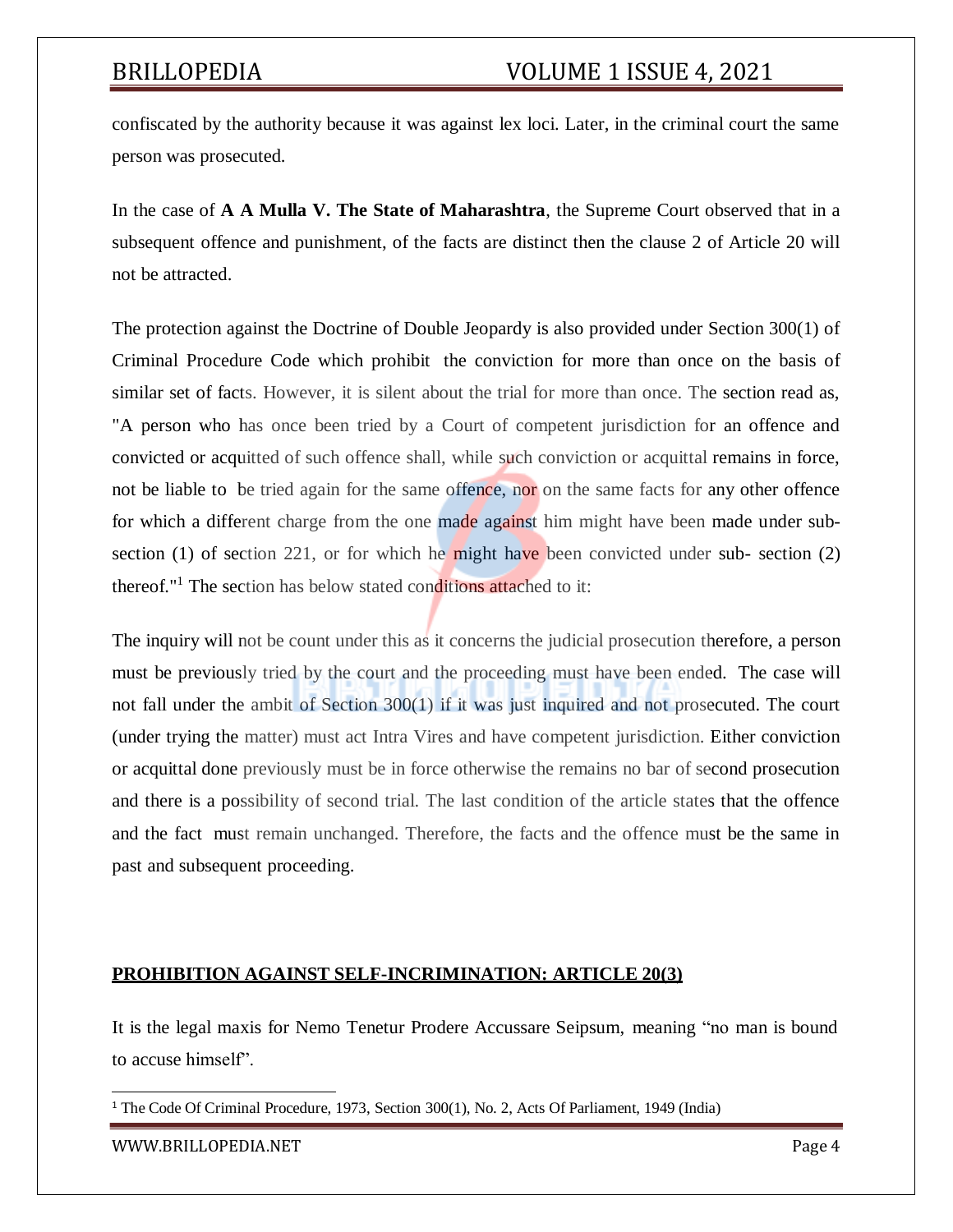confiscated by the authority because it was against lex loci. Later, in the criminal court the same person was prosecuted.

In the case of **A A Mulla V. The State of Maharashtra**, the Supreme Court observed that in a subsequent offence and punishment, of the facts are distinct then the clause 2 of Article 20 will not be attracted.

The protection against the Doctrine of Double Jeopardy is also provided under Section 300(1) of Criminal Procedure Code which prohibit the conviction for more than once on the basis of similar set of facts. However, it is silent about the trial for more than once. The section read as, "A person who has once been tried by a Court of competent jurisdiction for an offence and convicted or acquitted of such offence shall, while such conviction or acquittal remains in force, not be liable to be tried again for the same offence, nor on the same facts for any other offence for which a different charge from the one made against him might have been made under sub-section (1) of section 221, or for which he might have been convicted under sub- section (2) thereof."[1] The section has below stated conditions attached to it:

The inquiry will not be count under this as it concerns the judicial prosecution therefore, a person must be previously tried by the court and the proceeding must have been ended. The case will not fall under the ambit of Section 300(1) if it was just inquired and not prosecuted. The court (under trying the matter) must act Intra Vires and have competent jurisdiction. Either conviction or acquittal done previously must be in force otherwise the remains no bar of second prosecution and there is a possibility of second trial. The last condition of the article states that the offence and the fact must remain unchanged. Therefore, the facts and the offence must be the same in past and subsequent proceeding.

## PROHIBITION AGAINST SELF-INCRIMINATION: ARTICLE 20(3)

It is the legal maxis for Nemo Tenetur Prodere Accussare Seipsum, meaning “no man is bound to accuse himself”.

---

[1] The Code Of Criminal Procedure, 1973, Section 300(1), No. 2, Acts Of Parliament, 1949 (India)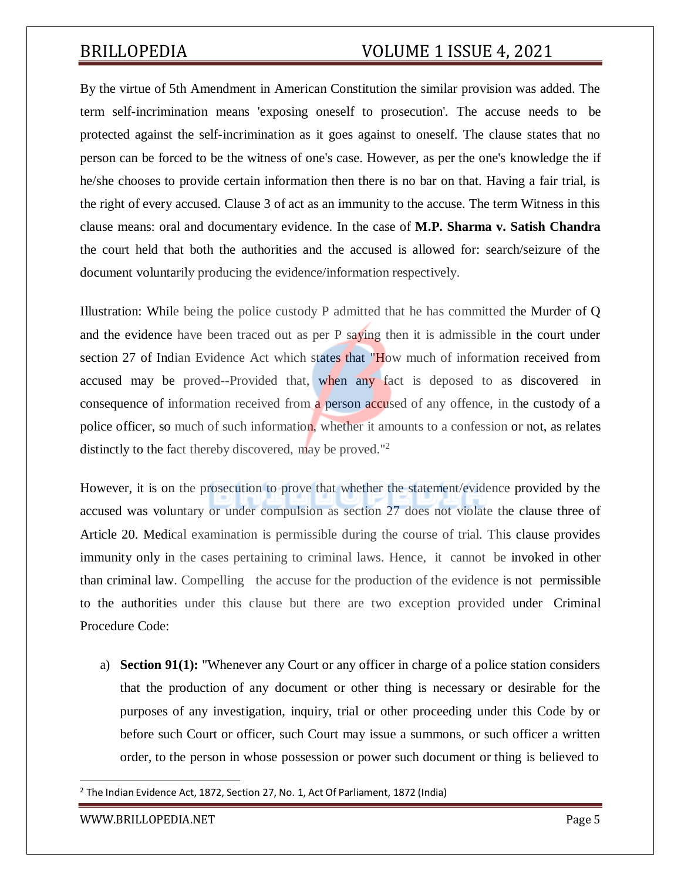By the virtue of 5th Amendment in American Constitution the similar provision was added. The term self-incrimination means 'exposing oneself to prosecution'. The accuse needs to be protected against the self-incrimination as it goes against to oneself. The clause states that no person can be forced to be the witness of one's case. However, as per the one's knowledge the if he/she chooses to provide certain information then there is no bar on that. Having a fair trial, is the right of every accused. Clause 3 of act as an immunity to the accuse. The term Witness in this clause means: oral and documentary evidence. In the case of **M.P. Sharma v. Satish Chandra** the court held that both the authorities and the accused is allowed for: search/seizure of the document voluntarily producing the evidence/information respectively.

Illustration: While being the police custody P admitted that he has committed the Murder of Q and the evidence have been traced out as per P saying then it is admissible in the court under section 27 of Indian Evidence Act which states that "How much of information received from accused may be proved--Provided that, when any fact is deposed to as discovered in consequence of information received from a person accused of any offence, in the custody of a police officer, so much of such information, whether it amounts to a confession or not, as relates distinctly to the fact thereby discovered, may be proved."[2]

However, it is on the prosecution to prove that whether the statement/evidence provided by the accused was voluntary or under compulsion as section 27 does not violate the clause three of Article 20. Medical examination is permissible during the course of trial. This clause provides immunity only in the cases pertaining to criminal laws. Hence, it cannot be invoked in other than criminal law. Compelling the accuse for the production of the evidence is not permissible to the authorities under this clause but there are two exception provided under Criminal Procedure Code:

a) **Section 91(1):** "Whenever any Court or any officer in charge of a police station considers that the production of any document or other thing is necessary or desirable for the purposes of any investigation, inquiry, trial or other proceeding under this Code by or before such Court or officer, such Court may issue a summons, or such officer a written order, to the person in whose possession or power such document or thing is believed to

---

[2] The Indian Evidence Act, 1872, Section 27, No. 1, Act Of Parliament, 1872 (India)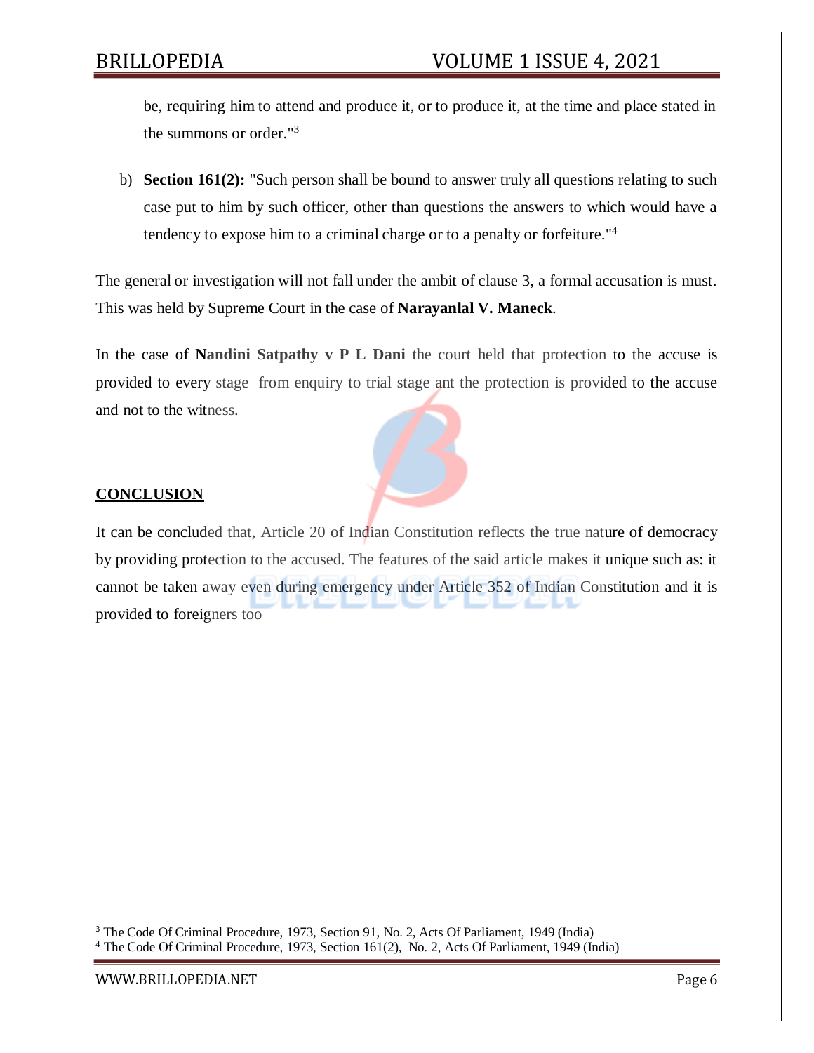be, requiring him to attend and produce it, or to produce it, at the time and place stated in the summons or order."[3]

b) **Section 161(2):** "Such person shall be bound to answer truly all questions relating to such case put to him by such officer, other than questions the answers to which would have a tendency to expose him to a criminal charge or to a penalty or forfeiture."[4]

The general or investigation will not fall under the ambit of clause 3, a formal accusation is must. This was held by Supreme Court in the case of **Narayanlal V. Maneck**.

In the case of **Nandini Satpathy v P L Dani** the court held that protection to the accuse is provided to every stage from enquiry to trial stage ant the protection is provided to the accuse and not to the witness.

**CONCLUSION**

It can be concluded that, Article 20 of Indian Constitution reflects the true nature of democracy by providing protection to the accused. The features of the said article makes it unique such as: it cannot be taken away even during emergency under Article 352 of Indian Constitution and it is provided to foreigners too

[3] The Code Of Criminal Procedure, 1973, Section 91, No. 2, Acts Of Parliament, 1949 (India)
[4] The Code Of Criminal Procedure, 1973, Section 161(2), No. 2, Acts Of Parliament, 1949 (India)